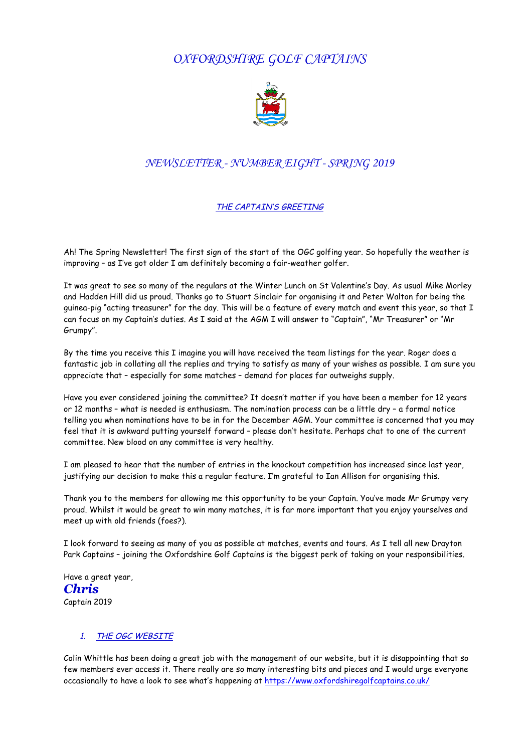# *OXFORDSHIRE GOLF CAPTAINS*

## *NEWSLETTER - NUMBER EIGHT - SPRING 2019*

### *THE CAPTAIN'S GREETING*

Ah! The Spring Newsletter! The first sign of the start of the OGC golfing year. So hopefully the weather is improving – as I've got older I am definitely becoming a fair-weather golfer.

It was great to see so many of the regulars at the Winter Lunch on St Valentine's Day. As usual Mike Morley and Hadden Hill did us proud. Thanks go to Stuart Sinclair for organising it and Peter Walton for being the guinea-pig "acting treasurer" for the day. This will be a feature of every match and event this year, so that I can focus on my Captain's duties. As I said at the AGM I will answer to "Captain", "Mr Treasurer" or "Mr Grumpy".

By the time you receive this I imagine you will have received the team listings for the year. Roger does a fantastic job in collating all the replies and trying to satisfy as many of your wishes as possible. I am sure you appreciate that – especially for some matches – demand for places far outweighs supply.

Have you ever considered joining the committee? It doesn't matter if you have been a member for 12 years or 12 months – what is needed is enthusiasm. The nomination process can be a little dry – a formal notice telling you when nominations have to be in for the December AGM. Your committee is concerned that you may feel that it is awkward putting yourself forward – please don't hesitate. Perhaps chat to one of the current committee. New blood on any committee is very healthy.

I am pleased to hear that the number of entries in the knockout competition has increased since last year, justifying our decision to make this a regular feature. I'm grateful to Ian Allison for organising this.

Thank you to the members for allowing me this opportunity to be your Captain. You've made Mr Grumpy very proud. Whilst it would be great to win many matches, it is far more important that you enjoy yourselves and meet up with old friends (foes?).

I look forward to seeing as many of you as possible at matches, events and tours. As I tell all new Drayton Park Captains – joining the Oxfordshire Golf Captains is the biggest perk of taking on your responsibilities.

Have a great year,
***Chris***
Captain 2019

### 1. *THE OGC WEBSITE*

Colin Whittle has been doing a great job with the management of our website, but it is disappointing that so few members ever access it. There really are so many interesting bits and pieces and I would urge everyone occasionally to have a look to see what's happening at https://www.oxfordshiregolfcaptains.co.uk/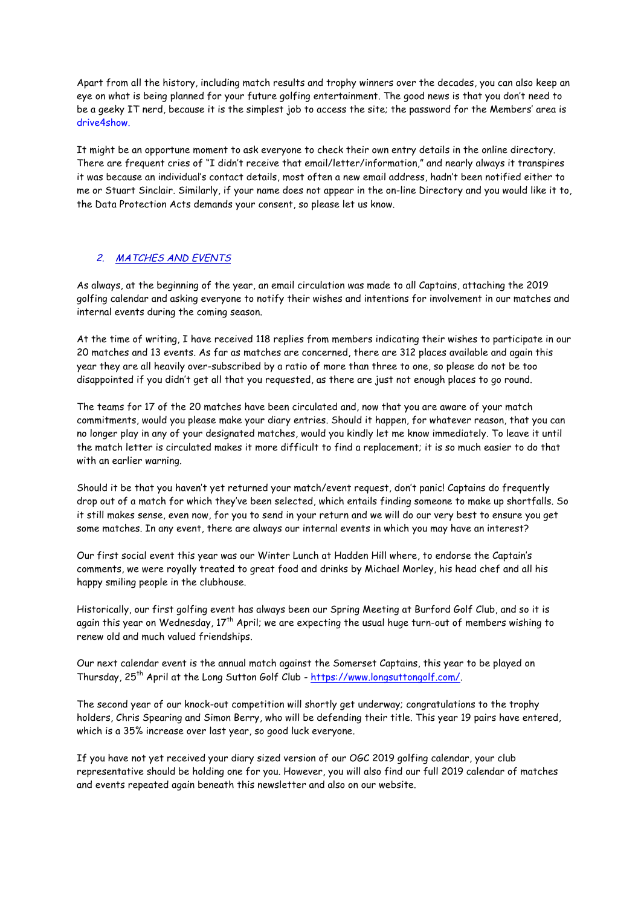Apart from all the history, including match results and trophy winners over the decades, you can also keep an eye on what is being planned for your future golfing entertainment. The good news is that you don't need to be a geeky IT nerd, because it is the simplest job to access the site; the password for the Members' area is drive4show.

It might be an opportune moment to ask everyone to check their own entry details in the online directory. There are frequent cries of "I didn't receive that email/letter/information," and nearly always it transpires it was because an individual's contact details, most often a new email address, hadn't been notified either to me or Stuart Sinclair. Similarly, if your name does not appear in the on-line Directory and you would like it to, the Data Protection Acts demands your consent, so please let us know.

## 2. *MATCHES AND EVENTS*

As always, at the beginning of the year, an email circulation was made to all Captains, attaching the 2019 golfing calendar and asking everyone to notify their wishes and intentions for involvement in our matches and internal events during the coming season.

At the time of writing, I have received 118 replies from members indicating their wishes to participate in our 20 matches and 13 events. As far as matches are concerned, there are 312 places available and again this year they are all heavily over-subscribed by a ratio of more than three to one, so please do not be too disappointed if you didn't get all that you requested, as there are just not enough places to go round.

The teams for 17 of the 20 matches have been circulated and, now that you are aware of your match commitments, would you please make your diary entries. Should it happen, for whatever reason, that you can no longer play in any of your designated matches, would you kindly let me know immediately. To leave it until the match letter is circulated makes it more difficult to find a replacement; it is so much easier to do that with an earlier warning.

Should it be that you haven't yet returned your match/event request, don't panic! Captains do frequently drop out of a match for which they've been selected, which entails finding someone to make up shortfalls. So it still makes sense, even now, for you to send in your return and we will do our very best to ensure you get some matches. In any event, there are always our internal events in which you may have an interest?

Our first social event this year was our Winter Lunch at Hadden Hill where, to endorse the Captain's comments, we were royally treated to great food and drinks by Michael Morley, his head chef and all his happy smiling people in the clubhouse.

Historically, our first golfing event has always been our Spring Meeting at Burford Golf Club, and so it is again this year on Wednesday, 17th April; we are expecting the usual huge turn-out of members wishing to renew old and much valued friendships.

Our next calendar event is the annual match against the Somerset Captains, this year to be played on Thursday, 25th April at the Long Sutton Golf Club - https://www.longsuttongolf.com/.

The second year of our knock-out competition will shortly get underway; congratulations to the trophy holders, Chris Spearing and Simon Berry, who will be defending their title. This year 19 pairs have entered, which is a 35% increase over last year, so good luck everyone.

If you have not yet received your diary sized version of our OGC 2019 golfing calendar, your club representative should be holding one for you. However, you will also find our full 2019 calendar of matches and events repeated again beneath this newsletter and also on our website.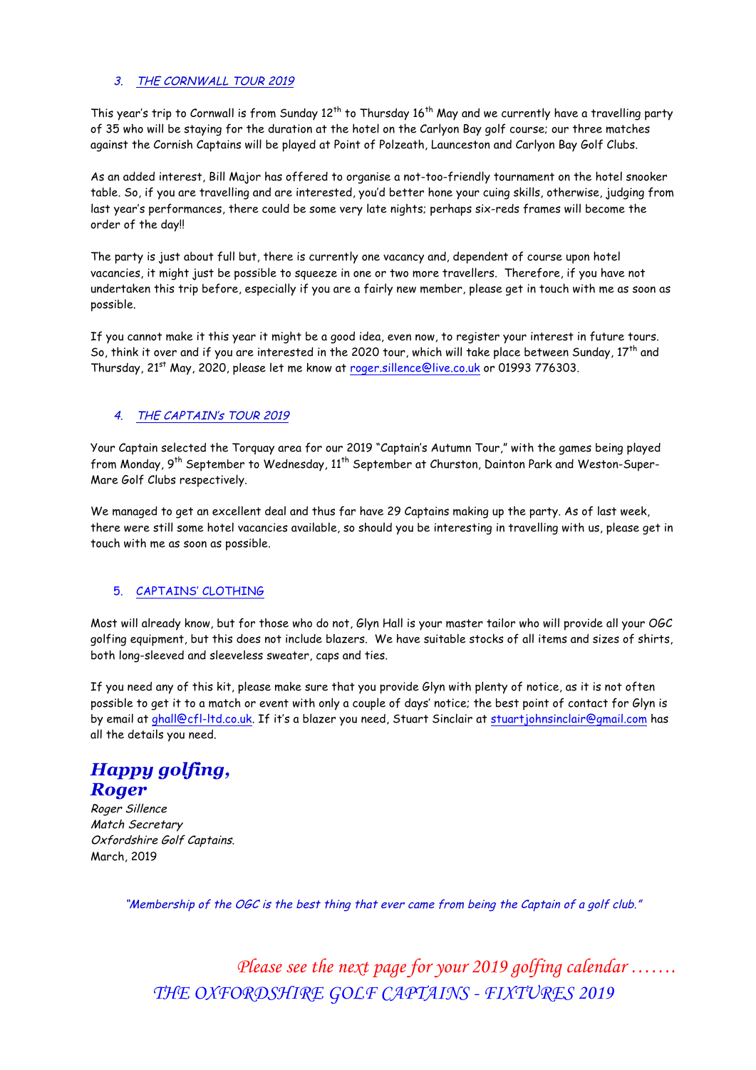### 3. THE CORNWALL TOUR 2019

This year's trip to Cornwall is from Sunday 12th to Thursday 16th May and we currently have a travelling party of 35 who will be staying for the duration at the hotel on the Carlyon Bay golf course; our three matches against the Cornish Captains will be played at Point of Polzeath, Launceston and Carlyon Bay Golf Clubs.

As an added interest, Bill Major has offered to organise a not-too-friendly tournament on the hotel snooker table. So, if you are travelling and are interested, you'd better hone your cuing skills, otherwise, judging from last year's performances, there could be some very late nights; perhaps six-reds frames will become the order of the day!!

The party is just about full but, there is currently one vacancy and, dependent of course upon hotel vacancies, it might just be possible to squeeze in one or two more travellers. Therefore, if you have not undertaken this trip before, especially if you are a fairly new member, please get in touch with me as soon as possible.

If you cannot make it this year it might be a good idea, even now, to register your interest in future tours. So, think it over and if you are interested in the 2020 tour, which will take place between Sunday, 17th and Thursday, 21st May, 2020, please let me know at roger.sillence@live.co.uk or 01993 776303.

### 4. THE CAPTAIN's TOUR 2019

Your Captain selected the Torquay area for our 2019 "Captain's Autumn Tour," with the games being played from Monday, 9th September to Wednesday, 11th September at Churston, Dainton Park and Weston-Super-Mare Golf Clubs respectively.

We managed to get an excellent deal and thus far have 29 Captains making up the party. As of last week, there were still some hotel vacancies available, so should you be interesting in travelling with us, please get in touch with me as soon as possible.

### 5. CAPTAINS' CLOTHING

Most will already know, but for those who do not, Glyn Hall is your master tailor who will provide all your OGC golfing equipment, but this does not include blazers. We have suitable stocks of all items and sizes of shirts, both long-sleeved and sleeveless sweater, caps and ties.

If you need any of this kit, please make sure that you provide Glyn with plenty of notice, as it is not often possible to get it to a match or event with only a couple of days' notice; the best point of contact for Glyn is by email at ghall@cfl-ltd.co.uk. If it's a blazer you need, Stuart Sinclair at stuartjohnsinclair@gmail.com has all the details you need.

***Happy golfing,***
***Roger***

*Roger Sillence*
*Match Secretary*
*Oxfordshire Golf Captains.*
March, 2019

*"Membership of the OGC is the best thing that ever came from being the Captain of a golf club."*

*Please see the next page for your 2019 golfing calendar .......*

*THE OXFORDSHIRE GOLF CAPTAINS - FIXTURES 2019*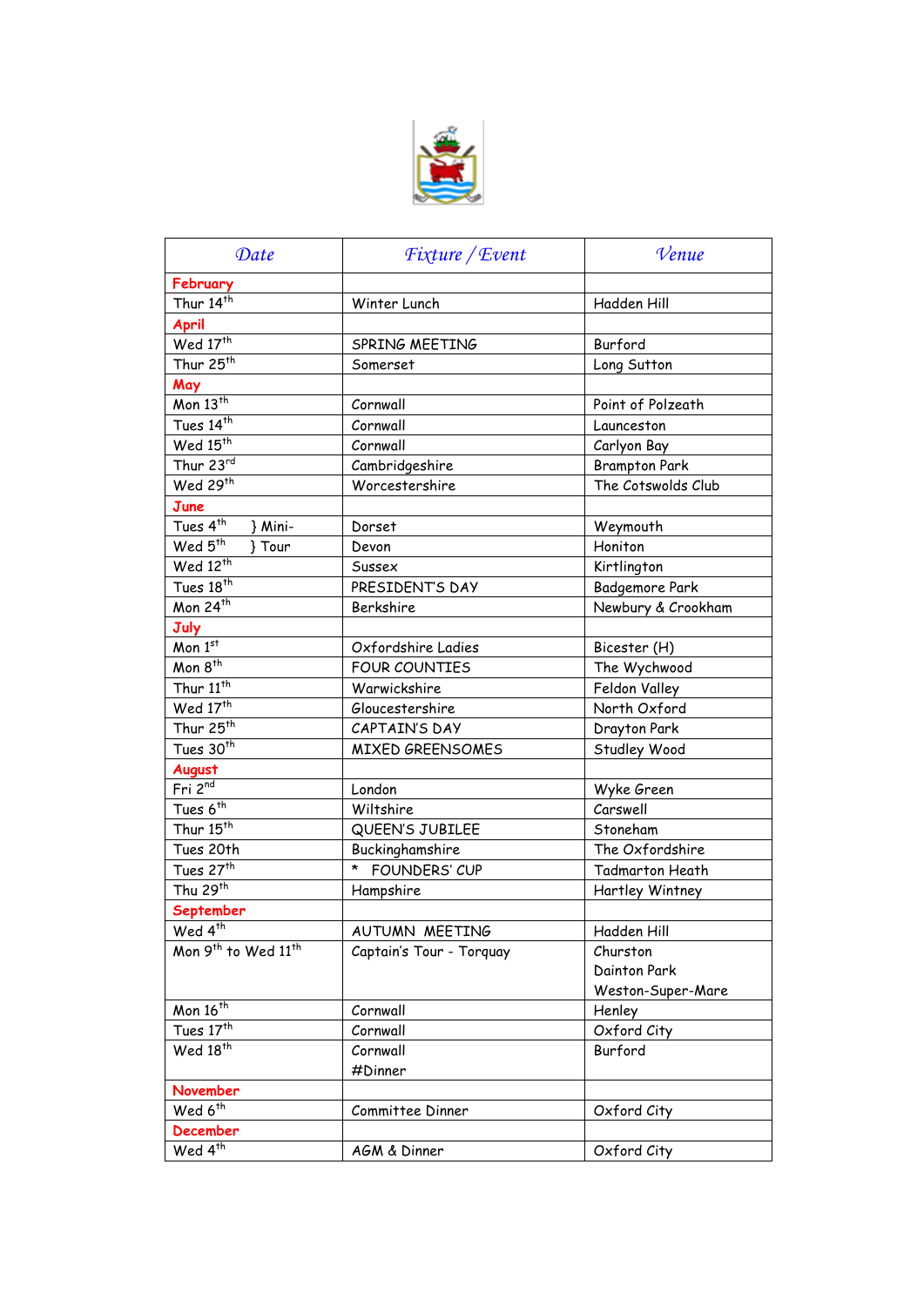| *Date* | *Fixture / Event* | *Venue* |
|---|---|---|
| **February** | | |
| Thur 14th | Winter Lunch | Hadden Hill |
| **April** | | |
| Wed 17th | SPRING MEETING | Burford |
| Thur 25th | Somerset | Long Sutton |
| **May** | | |
| Mon 13th | Cornwall | Point of Polzeath |
| Tues 14th | Cornwall | Launceston |
| Wed 15th | Cornwall | Carlyon Bay |
| Thur 23rd | Cambridgeshire | Brampton Park |
| Wed 29th | Worcestershire | The Cotswolds Club |
| **June** | | |
| Tues 4th } Mini- | Dorset | Weymouth |
| Wed 5th } Tour | Devon | Honiton |
| Wed 12th | Sussex | Kirtlington |
| Tues 18th | PRESIDENT'S DAY | Badgemore Park |
| Mon 24th | Berkshire | Newbury & Crookham |
| **July** | | |
| Mon 1st | Oxfordshire Ladies | Bicester (H) |
| Mon 8th | FOUR COUNTIES | The Wychwood |
| Thur 11th | Warwickshire | Feldon Valley |
| Wed 17th | Gloucestershire | North Oxford |
| Thur 25th | CAPTAIN'S DAY | Drayton Park |
| Tues 30th | MIXED GREENSOMES | Studley Wood |
| **August** | | |
| Fri 2nd | London | Wyke Green |
| Tues 6th | Wiltshire | Carswell |
| Thur 15th | QUEEN'S JUBILEE | Stoneham |
| Tues 20th | Buckinghamshire | The Oxfordshire |
| Tues 27th | * FOUNDERS' CUP | Tadmarton Heath |
| Thu 29th | Hampshire | Hartley Wintney |
| **September** | | |
| Wed 4th | AUTUMN MEETING | Hadden Hill |
| Mon 9th to Wed 11th | Captain's Tour - Torquay | Churston<br>Dainton Park<br>Weston-Super-Mare |
| Mon 16th | Cornwall | Henley |
| Tues 17th | Cornwall | Oxford City |
| Wed 18th | Cornwall<br>#Dinner | Burford |
| **November** | | |
| Wed 6th | Committee Dinner | Oxford City |
| **December** | | |
| Wed 4th | AGM & Dinner | Oxford City |